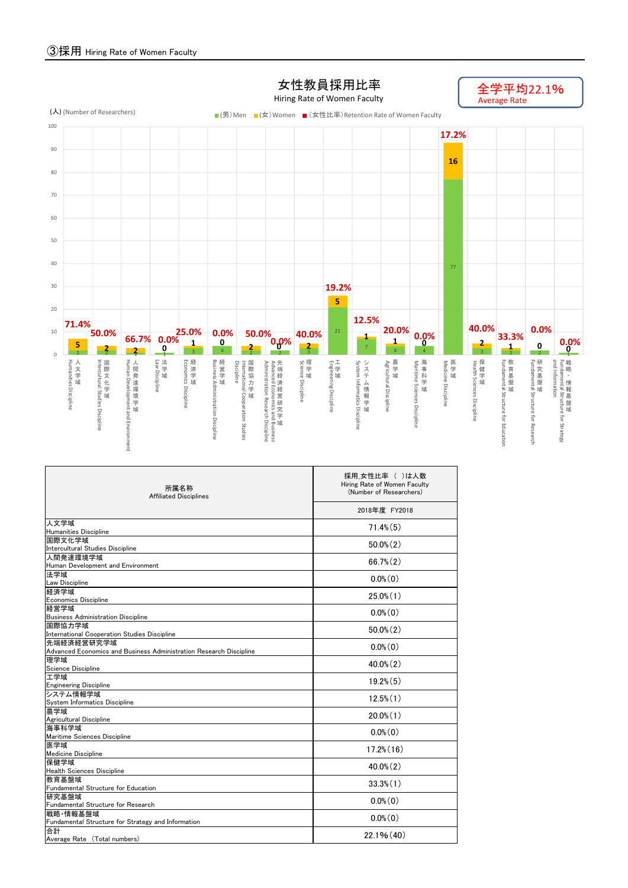## ③採用 Hiring Rate of Women Faculty

**女性教員採用比率**
Hiring Rate of Women Faculty

全学平均22.1%
Average Rate

(人) (Number of Researchers)

■(男)Men ■(女)Women ■(女性比率)Retention Rate of Women Faculty

| 所属名称 | (男)Men | (女)Women | (女性比率) |
|---|---|---|---|
| 人文学域 Humanities Discipline | 2 | 5 | 71.4% |
| 国際文化学域 Intercultural Studies Discipline | 2 | 2 | 50.0% |
| 人間発達環境学域 Human Development and Environment | 1 | 2 | 66.7% |
| 法学域 Law Discipline | 1 | 0 | 0.0% |
| 経済学域 Economics Discipline | 3 | 1 | 25.0% |
| 経営学域 Business Administration Discipline | 4 | 0 | 0.0% |
| 国際協力学域 International Cooperation Studies Discipline | 2 | 2 | 50.0% |
| 先端経済経営研究学域 Advanced Economics and Business Administration Research Discipline | 2 | 0 | 0.0% |
| 理学域 Science Discipline | 3 | 2 | 40.0% |
| 工学域 Engineering Discipline | 21 | 5 | 19.2% |
| システム情報学域 System Informatics Discipline | 7 | 1 | 12.5% |
| 農学域 Agricultural Discipline | 4 | 1 | 20.0% |
| 海事科学域 Maritime Sciences Discipline | 4 | 0 | 0.0% |
| 医学域 Medicine Discipline | 77 | 16 | 17.2% |
| 保健学域 Health Sciences Discipline | 3 | 2 | 40.0% |
| 教育基盤域 Fundamental Structure for Education | 2 | 1 | 33.3% |
| 研究基盤域 Fundamental Structure for Research | 2 | 0 | 0.0% |
| 戦略・情報基盤域 Fundamental Structure for Strategy and Information | 1 | 0 | 0.0% |

| 所属名称<br>Affiliated Disciplines | 採用_女性比率 （ ）は人数<br>Hiring Rate of Women Faculty<br>(Number of Researchers) |
|---|---|
| | 2018年度 FY2018 |
| 人文学域<br>Humanities Discipline | 71.4%(5) |
| 国際文化学域<br>Intercultural Studies Discipline | 50.0%(2) |
| 人間発達環境学域<br>Human Development and Environment | 66.7%(2) |
| 法学域<br>Law Discipline | 0.0%(0) |
| 経済学域<br>Economics Discipline | 25.0%(1) |
| 経営学域<br>Business Administration Discipline | 0.0%(0) |
| 国際協力学域<br>International Cooperation Studies Discipline | 50.0%(2) |
| 先端経済経営研究学域<br>Advanced Economics and Business Administration Research Discipline | 0.0%(0) |
| 理学域<br>Science Discipline | 40.0%(2) |
| 工学域<br>Engineering Discipline | 19.2%(5) |
| システム情報学域<br>System Informatics Discipline | 12.5%(1) |
| 農学域<br>Agricultural Discipline | 20.0%(1) |
| 海事科学域<br>Maritime Sciences Discipline | 0.0%(0) |
| 医学域<br>Medicine Discipline | 17.2%(16) |
| 保健学域<br>Health Sciences Discipline | 40.0%(2) |
| 教育基盤域<br>Fundamental Structure for Education | 33.3%(1) |
| 研究基盤域<br>Fundamental Structure for Research | 0.0%(0) |
| 戦略･情報基盤域<br>Fundamental Structure for Strategy and Information | 0.0%(0) |
| 合計<br>Average Rate （Total numbers） | 22.1%(40) |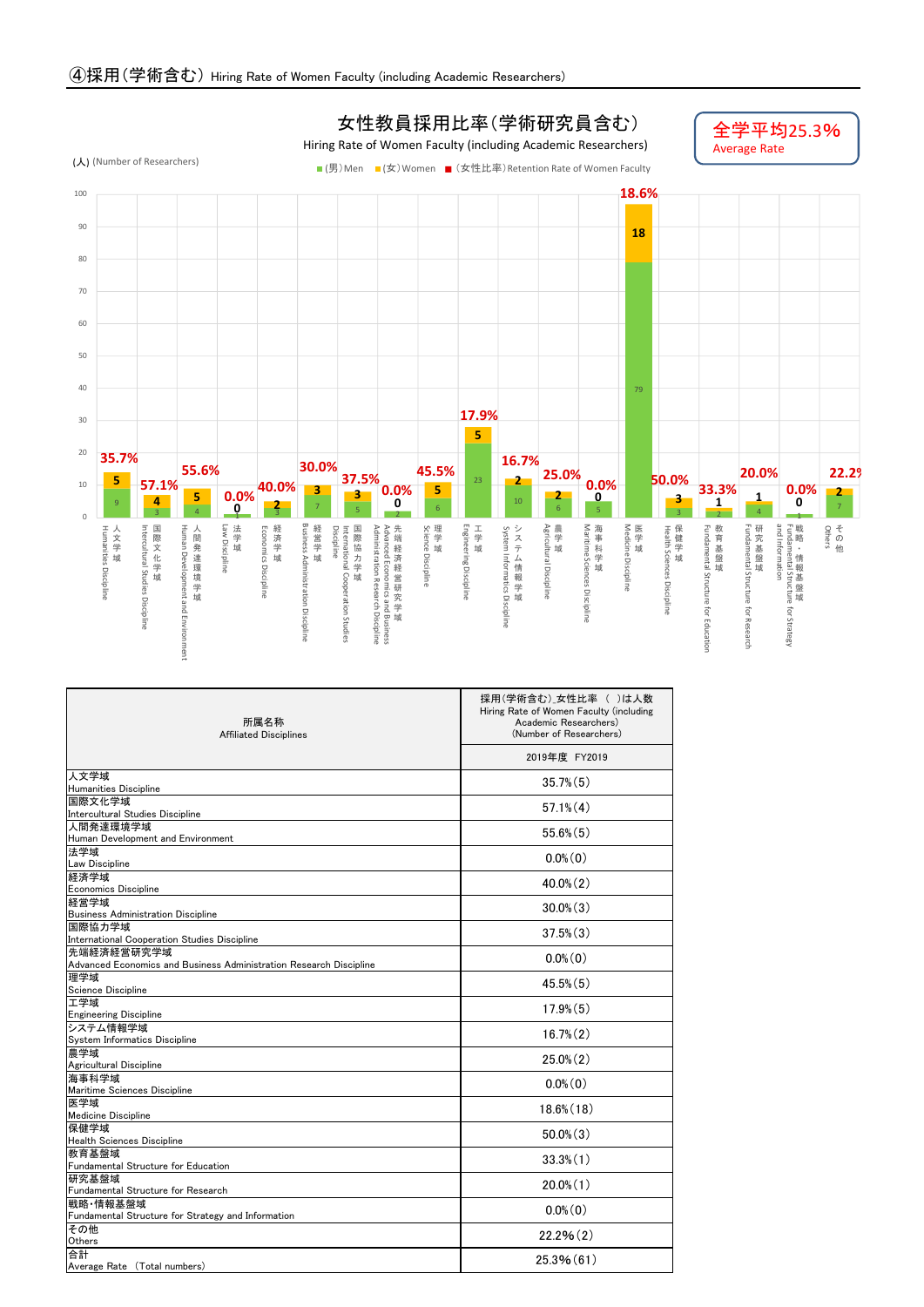## ④採用(学術含む) Hiring Rate of Women Faculty (including Academic Researchers)

### 女性教員採用比率(学術研究員含む)
Hiring Rate of Women Faculty (including Academic Researchers)

**全学平均25.3%**
Average Rate

(人) (Number of Researchers)

■(男)Men ■(女)Women ■(女性比率)Retention Rate of Women Faculty

| 所属名称 Affiliated Disciplines | 男 Men | 女 Women | 女性比率 |
|---|---|---|---|
| 人文学域 Humanities Discipline | 9 | 5 | 35.7% |
| 国際文化学域 Intercultural Studies Discipline | 3 | 4 | 57.1% |
| 人間発達環境学域 Human Development and Environment | 4 | 5 | 55.6% |
| 法学域 Law Discipline | 1 | 0 | 0.0% |
| 経済学域 Economics Discipline | 3 | 2 | 40.0% |
| 経営学域 Business Administration Discipline | 7 | 3 | 30.0% |
| 国際協力学域 International Cooperation Studies Discipline | 5 | 3 | 37.5% |
| 先端経済経営研究学域 Advanced Economics and Business Administration Research Discipline | 2 | 0 | 0.0% |
| 理学域 Science Discipline | 6 | 5 | 45.5% |
| 工学域 Engineering Discipline | 23 | 5 | 17.9% |
| システム情報学域 System Informatics Discipline | 10 | 2 | 16.7% |
| 農学域 Agricultural Discipline | 6 | 2 | 25.0% |
| 海事科学域 Maritime Sciences Discipline | 5 | 0 | 0.0% |
| 医学域 Medicine Discipline | 79 | 18 | 18.6% |
| 保健学域 Health Sciences Discipline | 3 | 3 | 50.0% |
| 教育基盤域 Fundamental Structure for Education | 2 | 1 | 33.3% |
| 研究基盤域 Fundamental Structure for Research | 4 | 1 | 20.0% |
| 戦略・情報基盤域 Fundamental Structure for Strategy and Information | 1 | 0 | 0.0% |
| その他 Others | 7 | 2 | 22.2% |

| 所属名称<br>Affiliated Disciplines | 採用(学術含む)_女性比率 ( )は人数<br>Hiring Rate of Women Faculty (including Academic Researchers)<br>(Number of Researchers) |
|---|---|
| | 2019年度 FY2019 |
| 人文学域<br>Humanities Discipline | 35.7%(5) |
| 国際文化学域<br>Intercultural Studies Discipline | 57.1%(4) |
| 人間発達環境学域<br>Human Development and Environment | 55.6%(5) |
| 法学域<br>Law Discipline | 0.0%(0) |
| 経済学域<br>Economics Discipline | 40.0%(2) |
| 経営学域<br>Business Administration Discipline | 30.0%(3) |
| 国際協力学域<br>International Cooperation Studies Discipline | 37.5%(3) |
| 先端経済経営研究学域<br>Advanced Economics and Business Administration Research Discipline | 0.0%(0) |
| 理学域<br>Science Discipline | 45.5%(5) |
| 工学域<br>Engineering Discipline | 17.9%(5) |
| システム情報学域<br>System Informatics Discipline | 16.7%(2) |
| 農学域<br>Agricultural Discipline | 25.0%(2) |
| 海事科学域<br>Maritime Sciences Discipline | 0.0%(0) |
| 医学域<br>Medicine Discipline | 18.6%(18) |
| 保健学域<br>Health Sciences Discipline | 50.0%(3) |
| 教育基盤域<br>Fundamental Structure for Education | 33.3%(1) |
| 研究基盤域<br>Fundamental Structure for Research | 20.0%(1) |
| 戦略・情報基盤域<br>Fundamental Structure for Strategy and Information | 0.0%(0) |
| その他<br>Others | 22.2%(2) |
| 合計<br>Average Rate (Total numbers) | 25.3%(61) |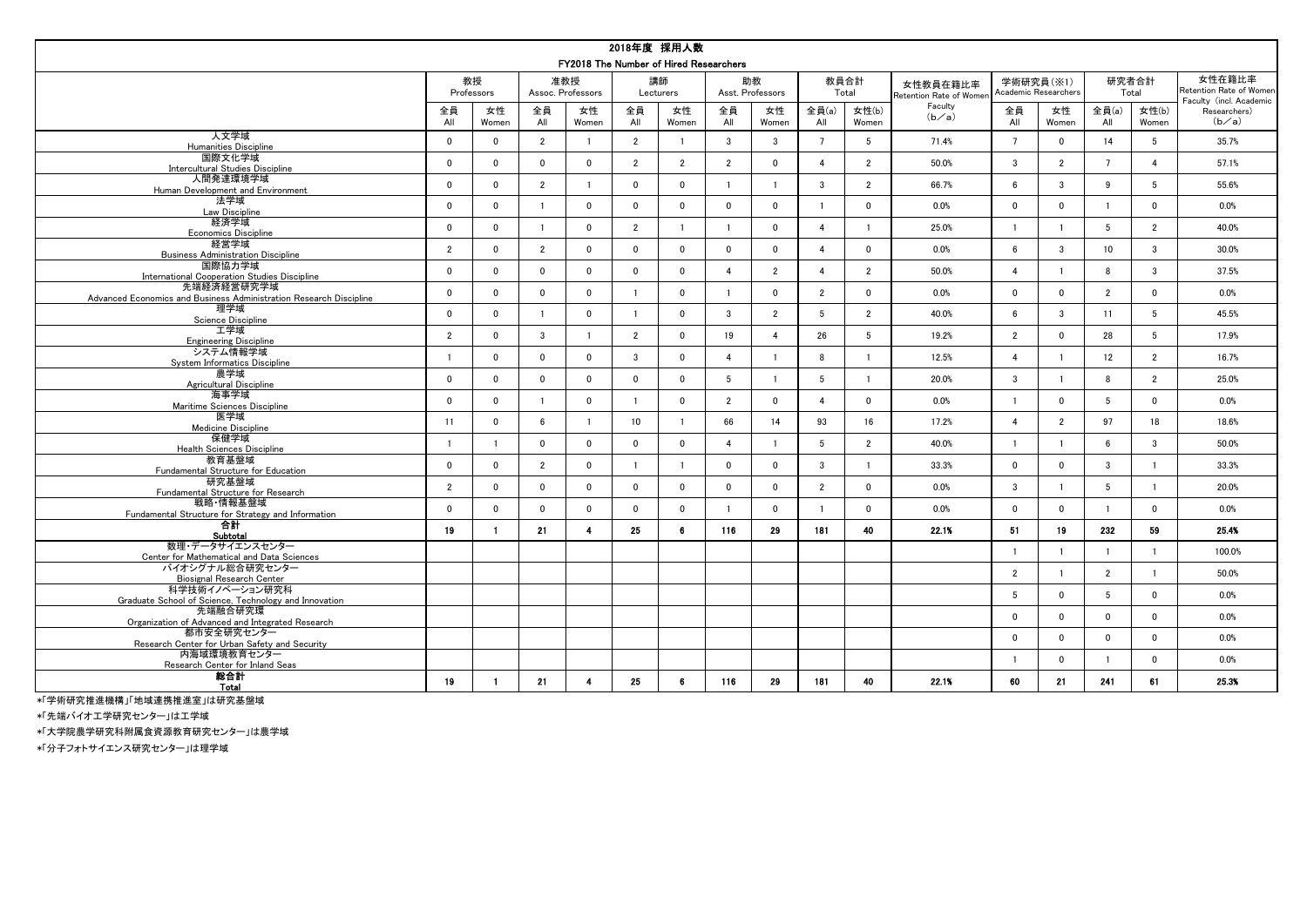# 2018年度 採用人数

## FY2018 The Number of Hired Researchers

| | 教授 Professors | | 准教授 Assoc. Professors | | 講師 Lecturers | | 助教 Asst. Professors | | 教員合計 Total | | 女性教員在籍比率 Retention Rate of Women Faculty | 学術研究員(※1) Academic Researchers | | 研究者合計 Total | | 女性在籍比率 Retention Rate of Women Faculty (incl. Academic Researchers) |
|---|---|---|---|---|---|---|---|---|---|---|---|---|---|---|---|---|
| | 全員 All | 女性 Women | 全員 All | 女性 Women | 全員 All | 女性 Women | 全員 All | 女性 Women | 全員(a) All | 女性(b) Women | (b/a) | 全員 All | 女性 Women | 全員(a) All | 女性(b) Women | (b/a) |
| 人文学域 Humanities Discipline | 0 | 0 | 2 | 1 | 2 | 1 | 3 | 3 | 7 | 5 | 71.4% | 7 | 0 | 14 | 5 | 35.7% |
| 国際文化学域 Intercultural Studies Discipline | 0 | 0 | 0 | 0 | 2 | 2 | 2 | 0 | 4 | 2 | 50.0% | 3 | 2 | 7 | 4 | 57.1% |
| 人間発達環境学域 Human Development and Environment | 0 | 0 | 2 | 1 | 0 | 0 | 1 | 1 | 3 | 2 | 66.7% | 6 | 3 | 9 | 5 | 55.6% |
| 法学域 Law Discipline | 0 | 0 | 1 | 0 | 0 | 0 | 0 | 0 | 1 | 0 | 0.0% | 0 | 0 | 1 | 0 | 0.0% |
| 経済学域 Economics Discipline | 0 | 0 | 1 | 0 | 2 | 1 | 1 | 0 | 4 | 1 | 25.0% | 1 | 1 | 5 | 2 | 40.0% |
| 経営学域 Business Administration Discipline | 2 | 0 | 2 | 0 | 0 | 0 | 0 | 0 | 4 | 0 | 0.0% | 6 | 3 | 10 | 3 | 30.0% |
| 国際協力学域 International Cooperation Studies Discipline | 0 | 0 | 0 | 0 | 0 | 0 | 4 | 2 | 4 | 2 | 50.0% | 4 | 1 | 8 | 3 | 37.5% |
| 先端経済経営研究学域 Advanced Economics and Business Administration Research Discipline | 0 | 0 | 0 | 0 | 1 | 0 | 1 | 0 | 2 | 0 | 0.0% | 0 | 0 | 2 | 0 | 0.0% |
| 理学域 Science Discipline | 0 | 0 | 1 | 0 | 1 | 0 | 3 | 2 | 5 | 2 | 40.0% | 6 | 3 | 11 | 5 | 45.5% |
| 工学域 Engineering Discipline | 2 | 0 | 3 | 1 | 2 | 0 | 19 | 4 | 26 | 5 | 19.2% | 2 | 0 | 28 | 5 | 17.9% |
| システム情報学域 System Informatics Discipline | 1 | 0 | 0 | 0 | 3 | 0 | 4 | 1 | 8 | 1 | 12.5% | 4 | 1 | 12 | 2 | 16.7% |
| 農学域 Agricultural Discipline | 0 | 0 | 0 | 0 | 0 | 0 | 5 | 1 | 5 | 1 | 20.0% | 3 | 1 | 8 | 2 | 25.0% |
| 海事学域 Maritime Sciences Discipline | 0 | 0 | 1 | 0 | 1 | 0 | 2 | 0 | 4 | 0 | 0.0% | 1 | 0 | 5 | 0 | 0.0% |
| 医学域 Medicine Discipline | 11 | 0 | 6 | 1 | 10 | 1 | 66 | 14 | 93 | 16 | 17.2% | 4 | 2 | 97 | 18 | 18.6% |
| 保健学域 Health Sciences Discipline | 1 | 1 | 0 | 0 | 0 | 0 | 4 | 1 | 5 | 2 | 40.0% | 1 | 1 | 6 | 3 | 50.0% |
| 教育基盤域 Fundamental Structure for Education | 0 | 0 | 2 | 0 | 1 | 1 | 0 | 0 | 3 | 1 | 33.3% | 0 | 0 | 3 | 1 | 33.3% |
| 研究基盤域 Fundamental Structure for Research | 2 | 0 | 0 | 0 | 0 | 0 | 0 | 0 | 2 | 0 | 0.0% | 3 | 1 | 5 | 1 | 20.0% |
| 戦略・情報基盤域 Fundamental Structure for Strategy and Information | 0 | 0 | 0 | 0 | 0 | 0 | 1 | 0 | 1 | 0 | 0.0% | 0 | 0 | 1 | 0 | 0.0% |
| **合計 Subtotal** | **19** | **1** | **21** | **4** | **25** | **6** | **116** | **29** | **181** | **40** | **22.1%** | **51** | **19** | **232** | **59** | **25.4%** |
| 数理・データサイエンスセンター Center for Mathematical and Data Sciences | | | | | | | | | | | | 1 | 1 | 1 | 1 | 100.0% |
| バイオシグナル総合研究センター Biosignal Research Center | | | | | | | | | | | | 2 | 1 | 2 | 1 | 50.0% |
| 科学技術イノベーション研究科 Graduate School of Science, Technology and Innovation | | | | | | | | | | | | 5 | 0 | 5 | 0 | 0.0% |
| 先端融合研究環 Organization of Advanced and Integrated Research | | | | | | | | | | | | 0 | 0 | 0 | 0 | 0.0% |
| 都市安全研究センター Research Center for Urban Safety and Security | | | | | | | | | | | | 0 | 0 | 0 | 0 | 0.0% |
| 内海域環境教育センター Research Center for Inland Seas | | | | | | | | | | | | 1 | 0 | 1 | 0 | 0.0% |
| **総合計 Total** | **19** | **1** | **21** | **4** | **25** | **6** | **116** | **29** | **181** | **40** | **22.1%** | **60** | **21** | **241** | **61** | **25.3%** |

*「学術研究推進機構」「地域連携推進室」は研究基盤域

*「先端バイオ工学研究センター」は工学域

*「大学院農学研究科附属食資源教育研究センター」は農学域

*「分子フォトサイエンス研究センター」は理学域